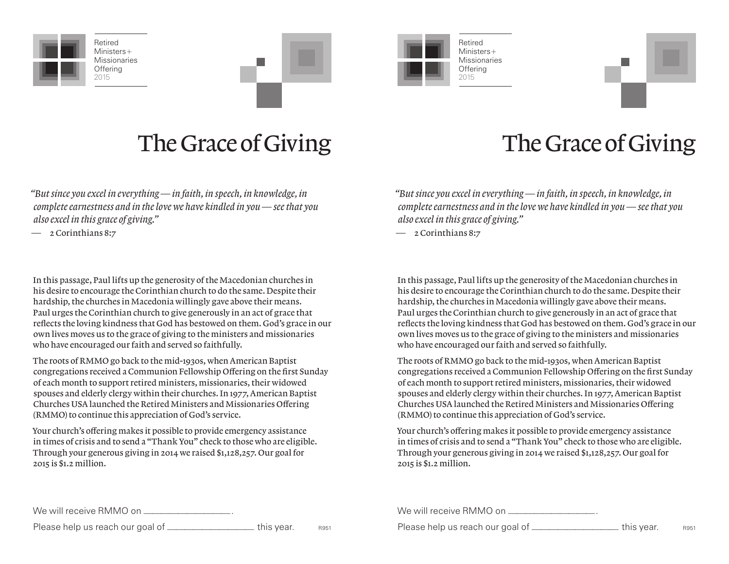Retired
Ministers+
Missionaries
Offering
2015

# The Grace of Giving

*"But since you excel in everything — in faith, in speech, in knowledge, in complete earnestness and in the love we have kindled in you — see that you also excel in this grace of giving."*

— 2 Corinthians 8:7

In this passage, Paul lifts up the generosity of the Macedonian churches in his desire to encourage the Corinthian church to do the same. Despite their hardship, the churches in Macedonia willingly gave above their means. Paul urges the Corinthian church to give generously in an act of grace that reflects the loving kindness that God has bestowed on them. God's grace in our own lives moves us to the grace of giving to the ministers and missionaries who have encouraged our faith and served so faithfully.

The roots of RMMO go back to the mid-1930s, when American Baptist congregations received a Communion Fellowship Offering on the first Sunday of each month to support retired ministers, missionaries, their widowed spouses and elderly clergy within their churches. In 1977, American Baptist Churches USA launched the Retired Ministers and Missionaries Offering (RMMO) to continue this appreciation of God's service.

Your church's offering makes it possible to provide emergency assistance in times of crisis and to send a "Thank You" check to those who are eligible. Through your generous giving in 2014 we raised $1,128,257. Our goal for 2015 is $1.2 million.

We will receive RMMO on ___________________.

Please help us reach our goal of ___________________ this year.

R951

Retired
Ministers+
Missionaries
Offering
2015

# The Grace of Giving

*"But since you excel in everything — in faith, in speech, in knowledge, in complete earnestness and in the love we have kindled in you — see that you also excel in this grace of giving."*

— 2 Corinthians 8:7

In this passage, Paul lifts up the generosity of the Macedonian churches in his desire to encourage the Corinthian church to do the same. Despite their hardship, the churches in Macedonia willingly gave above their means. Paul urges the Corinthian church to give generously in an act of grace that reflects the loving kindness that God has bestowed on them. God's grace in our own lives moves us to the grace of giving to the ministers and missionaries who have encouraged our faith and served so faithfully.

The roots of RMMO go back to the mid-1930s, when American Baptist congregations received a Communion Fellowship Offering on the first Sunday of each month to support retired ministers, missionaries, their widowed spouses and elderly clergy within their churches. In 1977, American Baptist Churches USA launched the Retired Ministers and Missionaries Offering (RMMO) to continue this appreciation of God's service.

Your church's offering makes it possible to provide emergency assistance in times of crisis and to send a "Thank You" check to those who are eligible. Through your generous giving in 2014 we raised $1,128,257. Our goal for 2015 is $1.2 million.

We will receive RMMO on ___________________.

Please help us reach our goal of ___________________ this year.

R951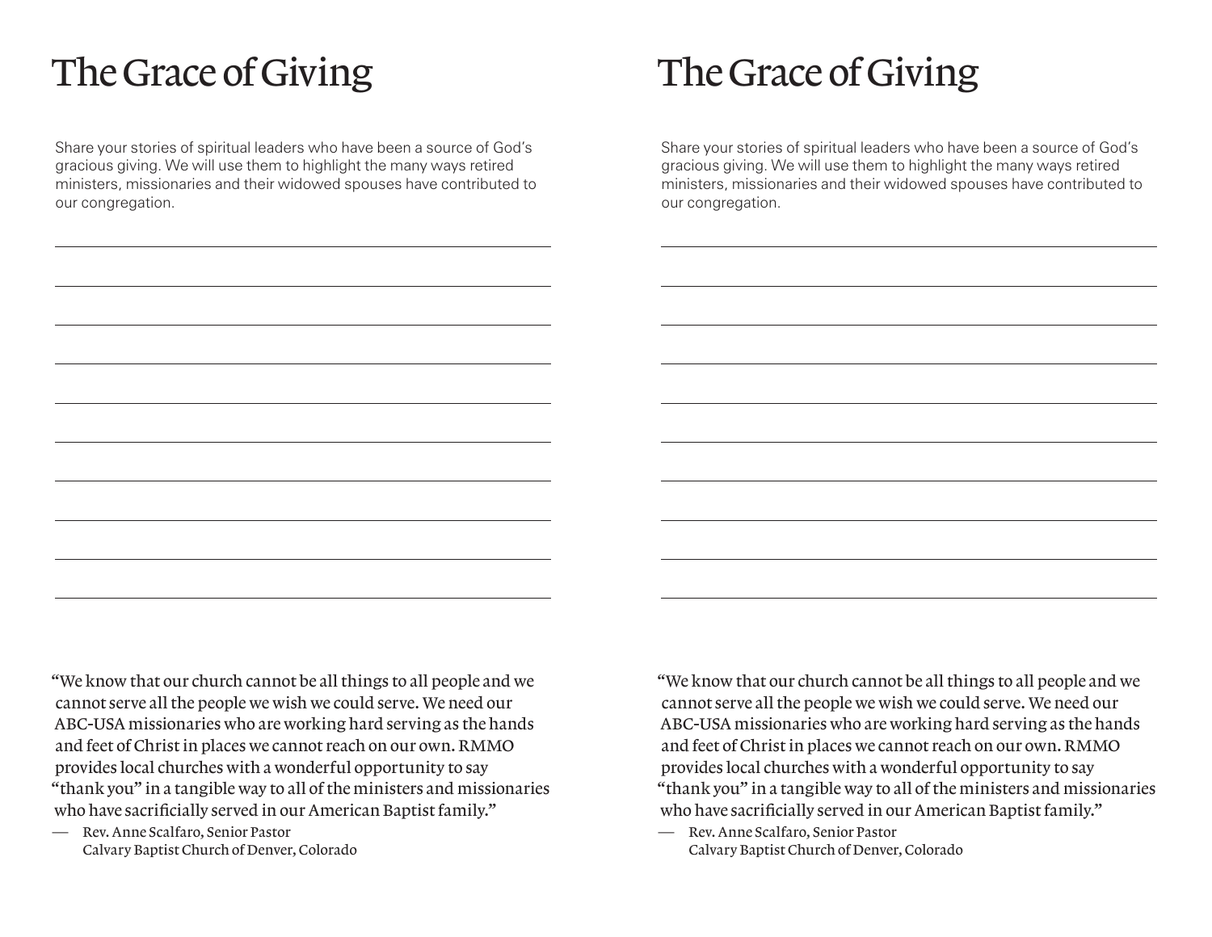# The Grace of Giving

Share your stories of spiritual leaders who have been a source of God's gracious giving. We will use them to highlight the many ways retired ministers, missionaries and their widowed spouses have contributed to our congregation.

"We know that our church cannot be all things to all people and we cannot serve all the people we wish we could serve. We need our ABC-USA missionaries who are working hard serving as the hands and feet of Christ in places we cannot reach on our own. RMMO provides local churches with a wonderful opportunity to say "thank you" in a tangible way to all of the ministers and missionaries who have sacrificially served in our American Baptist family."

— Rev. Anne Scalfaro, Senior Pastor
Calvary Baptist Church of Denver, Colorado

# The Grace of Giving

Share your stories of spiritual leaders who have been a source of God's gracious giving. We will use them to highlight the many ways retired ministers, missionaries and their widowed spouses have contributed to our congregation.

"We know that our church cannot be all things to all people and we cannot serve all the people we wish we could serve. We need our ABC-USA missionaries who are working hard serving as the hands and feet of Christ in places we cannot reach on our own. RMMO provides local churches with a wonderful opportunity to say "thank you" in a tangible way to all of the ministers and missionaries who have sacrificially served in our American Baptist family."

— Rev. Anne Scalfaro, Senior Pastor
Calvary Baptist Church of Denver, Colorado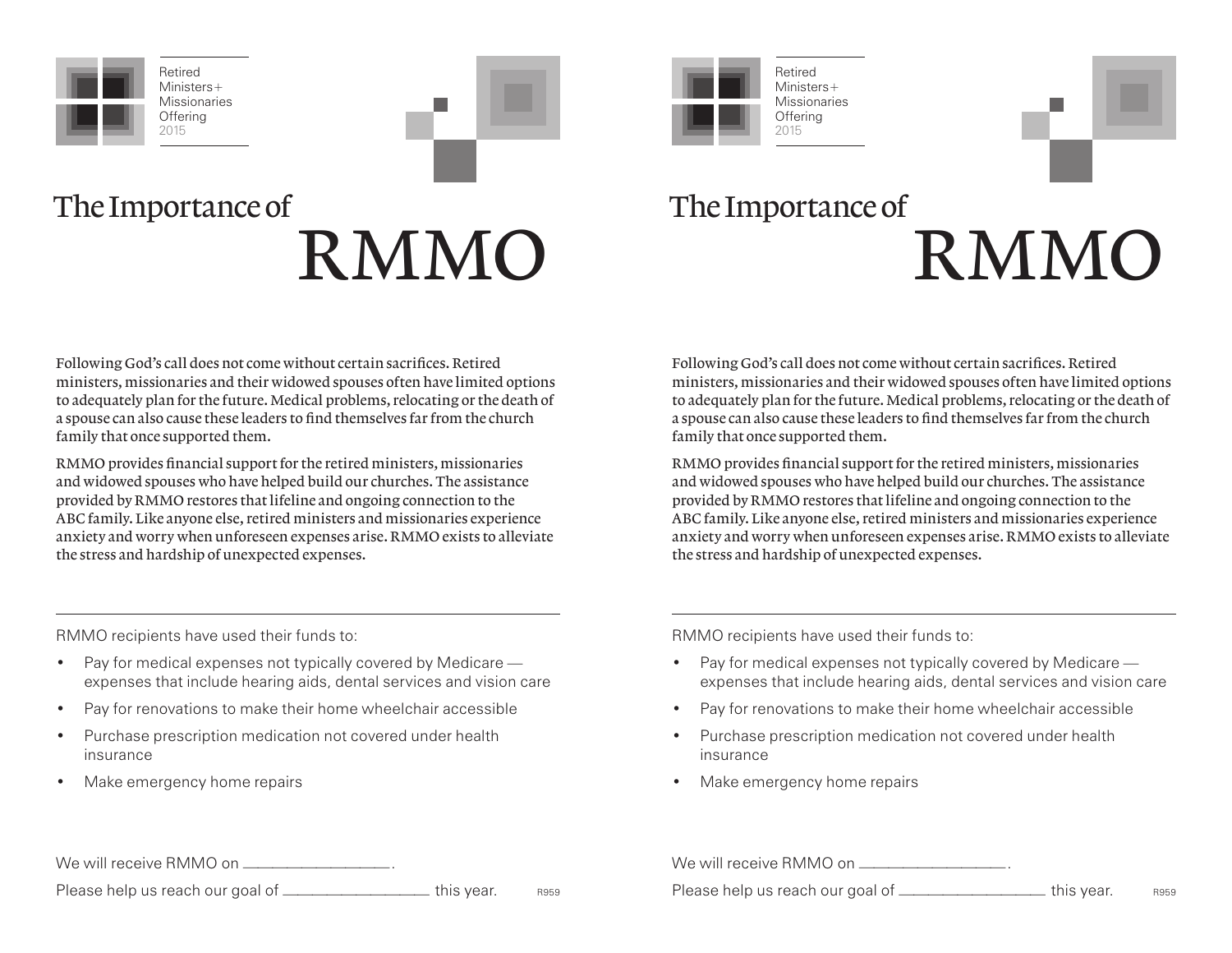Retired
Ministers+
Missionaries
Offering
2015

# The Importance of RMMO

Following God's call does not come without certain sacrifices. Retired ministers, missionaries and their widowed spouses often have limited options to adequately plan for the future. Medical problems, relocating or the death of a spouse can also cause these leaders to find themselves far from the church family that once supported them.

RMMO provides financial support for the retired ministers, missionaries and widowed spouses who have helped build our churches. The assistance provided by RMMO restores that lifeline and ongoing connection to the ABC family. Like anyone else, retired ministers and missionaries experience anxiety and worry when unforeseen expenses arise. RMMO exists to alleviate the stress and hardship of unexpected expenses.

---

RMMO recipients have used their funds to:

- Pay for medical expenses not typically covered by Medicare — expenses that include hearing aids, dental services and vision care
- Pay for renovations to make their home wheelchair accessible
- Purchase prescription medication not covered under health insurance
- Make emergency home repairs

We will receive RMMO on ________________.

Please help us reach our goal of ________________ this year.

R959

---

Retired
Ministers+
Missionaries
Offering
2015

# The Importance of RMMO

Following God's call does not come without certain sacrifices. Retired ministers, missionaries and their widowed spouses often have limited options to adequately plan for the future. Medical problems, relocating or the death of a spouse can also cause these leaders to find themselves far from the church family that once supported them.

RMMO provides financial support for the retired ministers, missionaries and widowed spouses who have helped build our churches. The assistance provided by RMMO restores that lifeline and ongoing connection to the ABC family. Like anyone else, retired ministers and missionaries experience anxiety and worry when unforeseen expenses arise. RMMO exists to alleviate the stress and hardship of unexpected expenses.

---

RMMO recipients have used their funds to:

- Pay for medical expenses not typically covered by Medicare — expenses that include hearing aids, dental services and vision care
- Pay for renovations to make their home wheelchair accessible
- Purchase prescription medication not covered under health insurance
- Make emergency home repairs

We will receive RMMO on ________________.

Please help us reach our goal of ________________ this year.

R959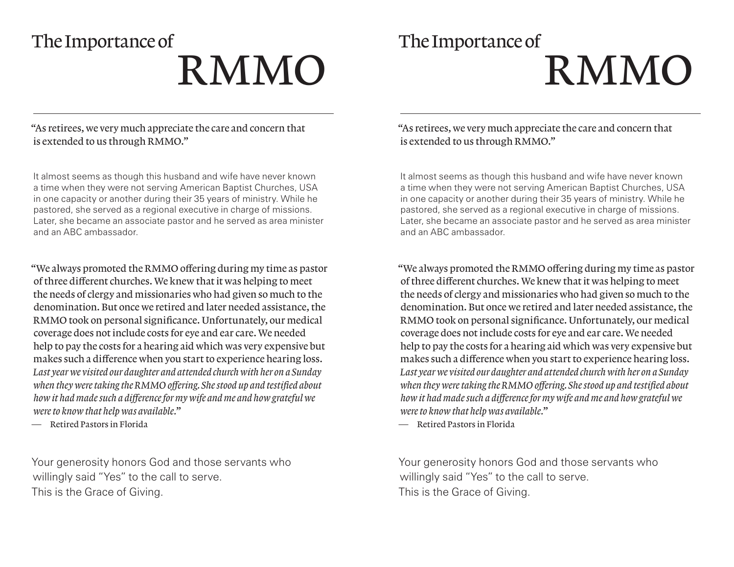# The Importance of RMMO

"As retirees, we very much appreciate the care and concern that is extended to us through RMMO."

It almost seems as though this husband and wife have never known a time when they were not serving American Baptist Churches, USA in one capacity or another during their 35 years of ministry. While he pastored, she served as a regional executive in charge of missions. Later, she became an associate pastor and he served as area minister and an ABC ambassador.

"We always promoted the RMMO offering during my time as pastor of three different churches. We knew that it was helping to meet the needs of clergy and missionaries who had given so much to the denomination. But once we retired and later needed assistance, the RMMO took on personal significance. Unfortunately, our medical coverage does not include costs for eye and ear care. We needed help to pay the costs for a hearing aid which was very expensive but makes such a difference when you start to experience hearing loss. *Last year we visited our daughter and attended church with her on a Sunday when they were taking the RMMO offering. She stood up and testified about how it had made such a difference for my wife and me and how grateful we were to know that help was available.*"

— Retired Pastors in Florida

Your generosity honors God and those servants who willingly said "Yes" to the call to serve.
This is the Grace of Giving.

# The Importance of RMMO

"As retirees, we very much appreciate the care and concern that is extended to us through RMMO."

It almost seems as though this husband and wife have never known a time when they were not serving American Baptist Churches, USA in one capacity or another during their 35 years of ministry. While he pastored, she served as a regional executive in charge of missions. Later, she became an associate pastor and he served as area minister and an ABC ambassador.

"We always promoted the RMMO offering during my time as pastor of three different churches. We knew that it was helping to meet the needs of clergy and missionaries who had given so much to the denomination. But once we retired and later needed assistance, the RMMO took on personal significance. Unfortunately, our medical coverage does not include costs for eye and ear care. We needed help to pay the costs for a hearing aid which was very expensive but makes such a difference when you start to experience hearing loss. *Last year we visited our daughter and attended church with her on a Sunday when they were taking the RMMO offering. She stood up and testified about how it had made such a difference for my wife and me and how grateful we were to know that help was available.*"

— Retired Pastors in Florida

Your generosity honors God and those servants who willingly said "Yes" to the call to serve.
This is the Grace of Giving.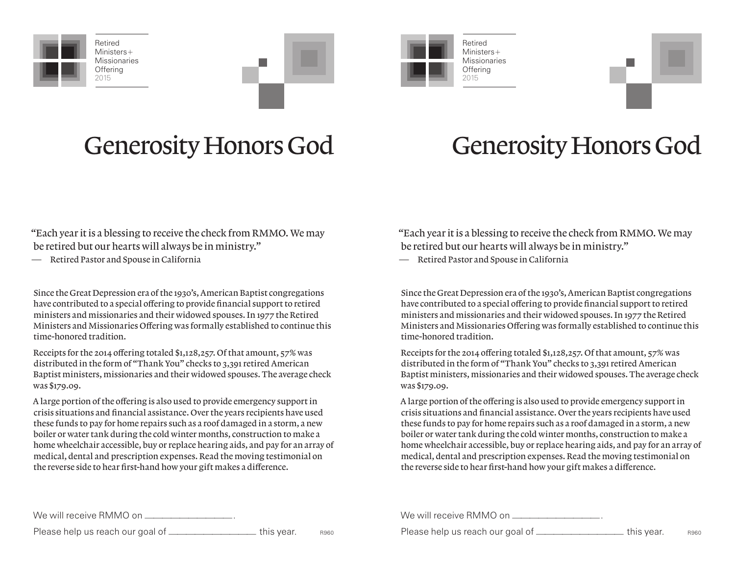Retired
Ministers+
Missionaries
Offering
2015

# Generosity Honors God

"Each year it is a blessing to receive the check from RMMO. We may be retired but our hearts will always be in ministry."
— Retired Pastor and Spouse in California

Since the Great Depression era of the 1930's, American Baptist congregations have contributed to a special offering to provide financial support to retired ministers and missionaries and their widowed spouses. In 1977 the Retired Ministers and Missionaries Offering was formally established to continue this time-honored tradition.

Receipts for the 2014 offering totaled $1,128,257. Of that amount, 57% was distributed in the form of "Thank You" checks to 3,391 retired American Baptist ministers, missionaries and their widowed spouses. The average check was $179.09.

A large portion of the offering is also used to provide emergency support in crisis situations and financial assistance. Over the years recipients have used these funds to pay for home repairs such as a roof damaged in a storm, a new boiler or water tank during the cold winter months, construction to make a home wheelchair accessible, buy or replace hearing aids, and pay for an array of medical, dental and prescription expenses. Read the moving testimonial on the reverse side to hear first-hand how your gift makes a difference.

We will receive RMMO on ________________.

Please help us reach our goal of ________________ this year.

R960

Retired
Ministers+
Missionaries
Offering
2015

# Generosity Honors God

"Each year it is a blessing to receive the check from RMMO. We may be retired but our hearts will always be in ministry."
— Retired Pastor and Spouse in California

Since the Great Depression era of the 1930's, American Baptist congregations have contributed to a special offering to provide financial support to retired ministers and missionaries and their widowed spouses. In 1977 the Retired Ministers and Missionaries Offering was formally established to continue this time-honored tradition.

Receipts for the 2014 offering totaled $1,128,257. Of that amount, 57% was distributed in the form of "Thank You" checks to 3,391 retired American Baptist ministers, missionaries and their widowed spouses. The average check was $179.09.

A large portion of the offering is also used to provide emergency support in crisis situations and financial assistance. Over the years recipients have used these funds to pay for home repairs such as a roof damaged in a storm, a new boiler or water tank during the cold winter months, construction to make a home wheelchair accessible, buy or replace hearing aids, and pay for an array of medical, dental and prescription expenses. Read the moving testimonial on the reverse side to hear first-hand how your gift makes a difference.

We will receive RMMO on ________________.

Please help us reach our goal of ________________ this year.

R960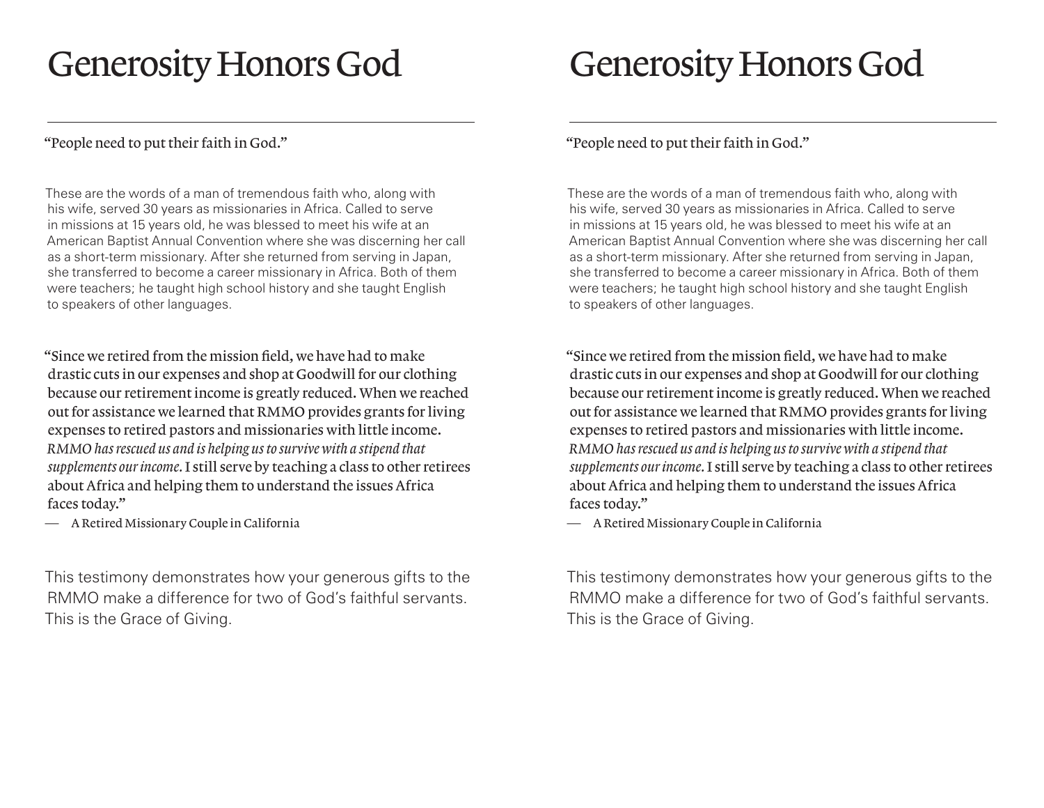# Generosity Honors God

"People need to put their faith in God."

These are the words of a man of tremendous faith who, along with his wife, served 30 years as missionaries in Africa. Called to serve in missions at 15 years old, he was blessed to meet his wife at an American Baptist Annual Convention where she was discerning her call as a short-term missionary. After she returned from serving in Japan, she transferred to become a career missionary in Africa. Both of them were teachers; he taught high school history and she taught English to speakers of other languages.

"Since we retired from the mission field, we have had to make drastic cuts in our expenses and shop at Goodwill for our clothing because our retirement income is greatly reduced. When we reached out for assistance we learned that RMMO provides grants for living expenses to retired pastors and missionaries with little income. *RMMO has rescued us and is helping us to survive with a stipend that supplements our income.* I still serve by teaching a class to other retirees about Africa and helping them to understand the issues Africa faces today."

— A Retired Missionary Couple in California

This testimony demonstrates how your generous gifts to the RMMO make a difference for two of God's faithful servants. This is the Grace of Giving.

# Generosity Honors God

"People need to put their faith in God."

These are the words of a man of tremendous faith who, along with his wife, served 30 years as missionaries in Africa. Called to serve in missions at 15 years old, he was blessed to meet his wife at an American Baptist Annual Convention where she was discerning her call as a short-term missionary. After she returned from serving in Japan, she transferred to become a career missionary in Africa. Both of them were teachers; he taught high school history and she taught English to speakers of other languages.

"Since we retired from the mission field, we have had to make drastic cuts in our expenses and shop at Goodwill for our clothing because our retirement income is greatly reduced. When we reached out for assistance we learned that RMMO provides grants for living expenses to retired pastors and missionaries with little income. *RMMO has rescued us and is helping us to survive with a stipend that supplements our income.* I still serve by teaching a class to other retirees about Africa and helping them to understand the issues Africa faces today."

— A Retired Missionary Couple in California

This testimony demonstrates how your generous gifts to the RMMO make a difference for two of God's faithful servants. This is the Grace of Giving.